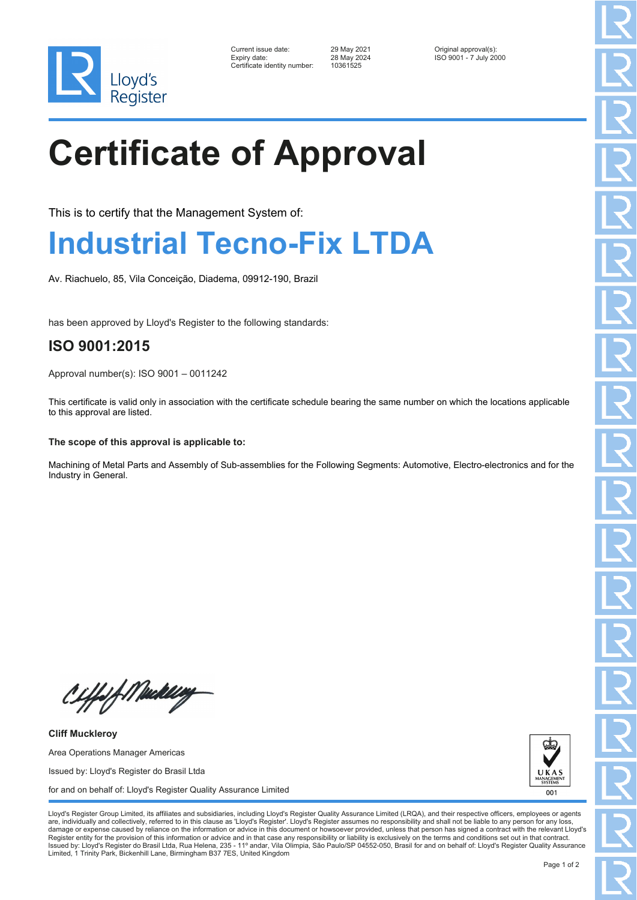| | | |
|---|---|---|
| Current issue date: | 29 May 2021 | Original approval(s): |
| Expiry date: | 28 May 2024 | ISO 9001 - 7 July 2000 |
| Certificate identity number: | 10361525 | |

# Certificate of Approval

This is to certify that the Management System of:

## Industrial Tecno-Fix LTDA

Av. Riachuelo, 85, Vila Conceição, Diadema, 09912-190, Brazil

has been approved by Lloyd's Register to the following standards:

### ISO 9001:2015

Approval number(s): ISO 9001 – 0011242

This certificate is valid only in association with the certificate schedule bearing the same number on which the locations applicable to this approval are listed.

**The scope of this approval is applicable to:**

Machining of Metal Parts and Assembly of Sub-assemblies for the Following Segments: Automotive, Electro-electronics and for the Industry in General.

**Cliff Muckleroy**

Area Operations Manager Americas

Issued by: Lloyd's Register do Brasil Ltda

for and on behalf of: Lloyd's Register Quality Assurance Limited

UKAS MANAGEMENT SYSTEMS 001

Lloyd's Register Group Limited, its affiliates and subsidiaries, including Lloyd's Register Quality Assurance Limited (LRQA), and their respective officers, employees or agents are, individually and collectively, referred to in this clause as 'Lloyd's Register'. Lloyd's Register assumes no responsibility and shall not be liable to any person for any loss, damage or expense caused by reliance on the information or advice in this document or howsoever provided, unless that person has signed a contract with the relevant Lloyd's Register entity for the provision of this information or advice and in that case any responsibility or liability is exclusively on the terms and conditions set out in that contract.
Issued by: Lloyd's Register do Brasil Ltda, Rua Helena, 235 - 11º andar, Vila Olimpia, São Paulo/SP 04552-050, Brasil for and on behalf of: Lloyd's Register Quality Assurance Limited, 1 Trinity Park, Bickenhill Lane, Birmingham B37 7ES, United Kingdom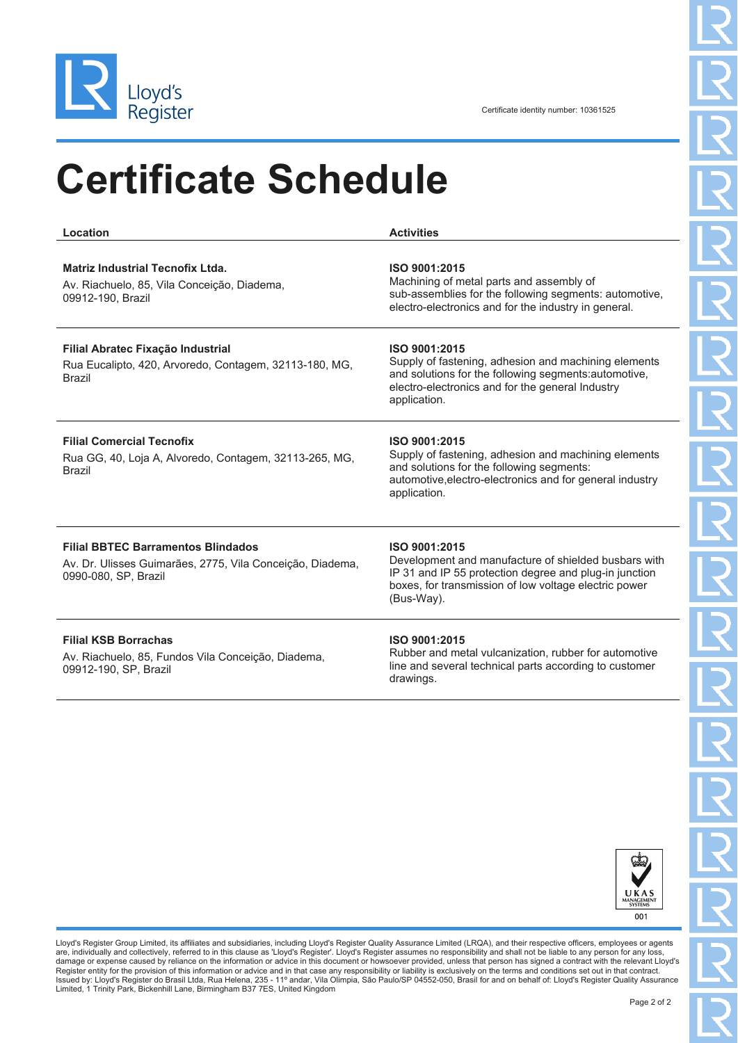Certificate identity number: 10361525

# Certificate Schedule

| Location | Activities |
|---|---|
| **Matriz Industrial Tecnofix Ltda.**<br>Av. Riachuelo, 85, Vila Conceição, Diadema, 09912-190, Brazil | **ISO 9001:2015**<br>Machining of metal parts and assembly of sub-assemblies for the following segments: automotive, electro-electronics and for the industry in general. |
| **Filial Abratec Fixação Industrial**<br>Rua Eucalipto, 420, Arvoredo, Contagem, 32113-180, MG, Brazil | **ISO 9001:2015**<br>Supply of fastening, adhesion and machining elements and solutions for the following segments:automotive, electro-electronics and for the general Industry application. |
| **Filial Comercial Tecnofix**<br>Rua GG, 40, Loja A, Alvoredo, Contagem, 32113-265, MG, Brazil | **ISO 9001:2015**<br>Supply of fastening, adhesion and machining elements and solutions for the following segments: automotive,electro-electronics and for general industry application. |
| **Filial BBTEC Barramentos Blindados**<br>Av. Dr. Ulisses Guimarães, 2775, Vila Conceição, Diadema, 0990-080, SP, Brazil | **ISO 9001:2015**<br>Development and manufacture of shielded busbars with IP 31 and IP 55 protection degree and plug-in junction boxes, for transmission of low voltage electric power (Bus-Way). |
| **Filial KSB Borrachas**<br>Av. Riachuelo, 85, Fundos Vila Conceição, Diadema, 09912-190, SP, Brazil | **ISO 9001:2015**<br>Rubber and metal vulcanization, rubber for automotive line and several technical parts according to customer drawings. |

UKAS MANAGEMENT SYSTEMS 001

Lloyd's Register Group Limited, its affiliates and subsidiaries, including Lloyd's Register Quality Assurance Limited (LRQA), and their respective officers, employees or agents are, individually and collectively, referred to in this clause as 'Lloyd's Register'. Lloyd's Register assumes no responsibility and shall not be liable to any person for any loss, damage or expense caused by reliance on the information or advice in this document or howsoever provided, unless that person has signed a contract with the relevant Lloyd's Register entity for the provision of this information or advice and in that case any responsibility or liability is exclusively on the terms and conditions set out in that contract.
Issued by: Lloyd's Register do Brasil Ltda, Rua Helena, 235 - 11º andar, Vila Olimpia, São Paulo/SP 04552-050, Brasil for and on behalf of: Lloyd's Register Quality Assurance Limited, 1 Trinity Park, Bickenhill Lane, Birmingham B37 7ES, United Kingdom